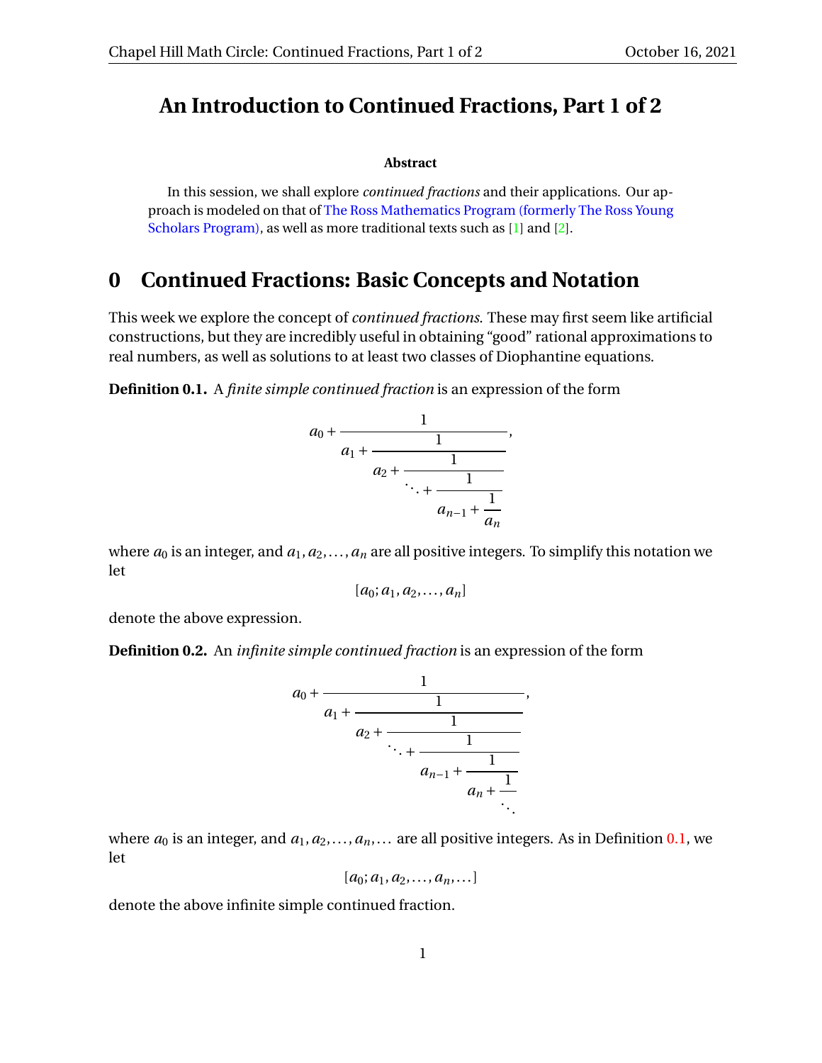# An Introduction to Continued Fractions, Part 1 of 2

**Abstract**

In this session, we shall explore *continued fractions* and their applications. Our approach is modeled on that of The Ross Mathematics Program (formerly The Ross Young Scholars Program), as well as more traditional texts such as [1] and [2].

## 0 Continued Fractions: Basic Concepts and Notation

This week we explore the concept of *continued fractions*. These may first seem like artificial constructions, but they are incredibly useful in obtaining "good" rational approximations to real numbers, as well as solutions to at least two classes of Diophantine equations.

**Definition 0.1.** A *finite simple continued fraction* is an expression of the form

$$a_0 + \cfrac{1}{a_1 + \cfrac{1}{a_2 + \cfrac{1}{\ddots + \cfrac{1}{a_{n-1} + \cfrac{1}{a_n}}}}},$$

where $a_0$ is an integer, and $a_1, a_2, \ldots, a_n$ are all positive integers. To simplify this notation we let

$$[a_0; a_1, a_2, \ldots, a_n]$$

denote the above expression.

**Definition 0.2.** An *infinite simple continued fraction* is an expression of the form

$$a_0 + \cfrac{1}{a_1 + \cfrac{1}{a_2 + \cfrac{1}{\ddots + \cfrac{1}{a_{n-1} + \cfrac{1}{a_n + \cfrac{1}{\ddots}}}}}},$$

where $a_0$ is an integer, and $a_1, a_2, \ldots, a_n, \ldots$ are all positive integers. As in Definition 0.1, we let

$$[a_0; a_1, a_2, \ldots, a_n, \ldots]$$

denote the above infinite simple continued fraction.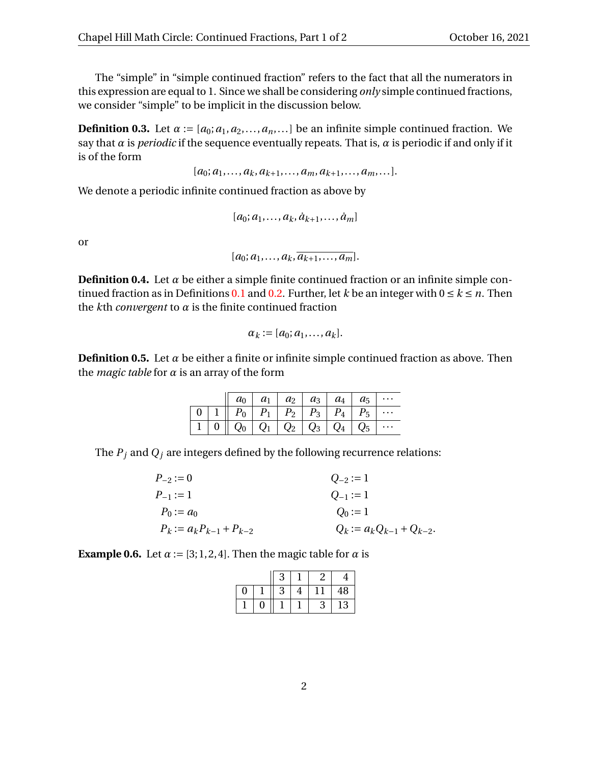The "simple" in "simple continued fraction" refers to the fact that all the numerators in this expression are equal to 1. Since we shall be considering *only* simple continued fractions, we consider "simple" to be implicit in the discussion below.

**Definition 0.3.** Let $\alpha := [a_0; a_1, a_2, \ldots, a_n, \ldots]$ be an infinite simple continued fraction. We say that $\alpha$ is *periodic* if the sequence eventually repeats. That is, $\alpha$ is periodic if and only if it is of the form

$$[a_0; a_1, \ldots, a_k, a_{k+1}, \ldots, a_m, a_{k+1}, \ldots, a_m, \ldots].$$

We denote a periodic infinite continued fraction as above by

$$[a_0; a_1, \ldots, a_k, \dot{a}_{k+1}, \ldots, \dot{a}_m]$$

or

$$[a_0; a_1, \ldots, a_k, \overline{a_{k+1}, \ldots, a_m}].$$

**Definition 0.4.** Let $\alpha$ be either a simple finite continued fraction or an infinite simple continued fraction as in Definitions 0.1 and 0.2. Further, let $k$ be an integer with $0 \le k \le n$. Then the $k$th *convergent* to $\alpha$ is the finite continued fraction

$$\alpha_k := [a_0; a_1, \ldots, a_k].$$

**Definition 0.5.** Let $\alpha$ be either a finite or infinite simple continued fraction as above. Then the *magic table* for $\alpha$ is an array of the form

| | | $a_0$ | $a_1$ | $a_2$ | $a_3$ | $a_4$ | $a_5$ | $\cdots$ |
|---|---|---|---|---|---|---|---|---|
| 0 | 1 | $P_0$ | $P_1$ | $P_2$ | $P_3$ | $P_4$ | $P_5$ | $\cdots$ |
| 1 | 0 | $Q_0$ | $Q_1$ | $Q_2$ | $Q_3$ | $Q_4$ | $Q_5$ | $\cdots$ |

The $P_j$ and $Q_j$ are integers defined by the following recurrence relations:

$$\begin{aligned}
P_{-2} &:= 0 & Q_{-2} &:= 1 \\
P_{-1} &:= 1 & Q_{-1} &:= 1 \\
P_0 &:= a_0 & Q_0 &:= 1 \\
P_k &:= a_k P_{k-1} + P_{k-2} & Q_k &:= a_k Q_{k-1} + Q_{k-2}.
\end{aligned}$$

**Example 0.6.** Let $\alpha := [3; 1, 2, 4]$. Then the magic table for $\alpha$ is

| | | 3 | 1 | 2 | 4 |
|---|---|---|---|---|---|
| 0 | 1 | 3 | 4 | 11 | 48 |
| 1 | 0 | 1 | 1 | 3 | 13 |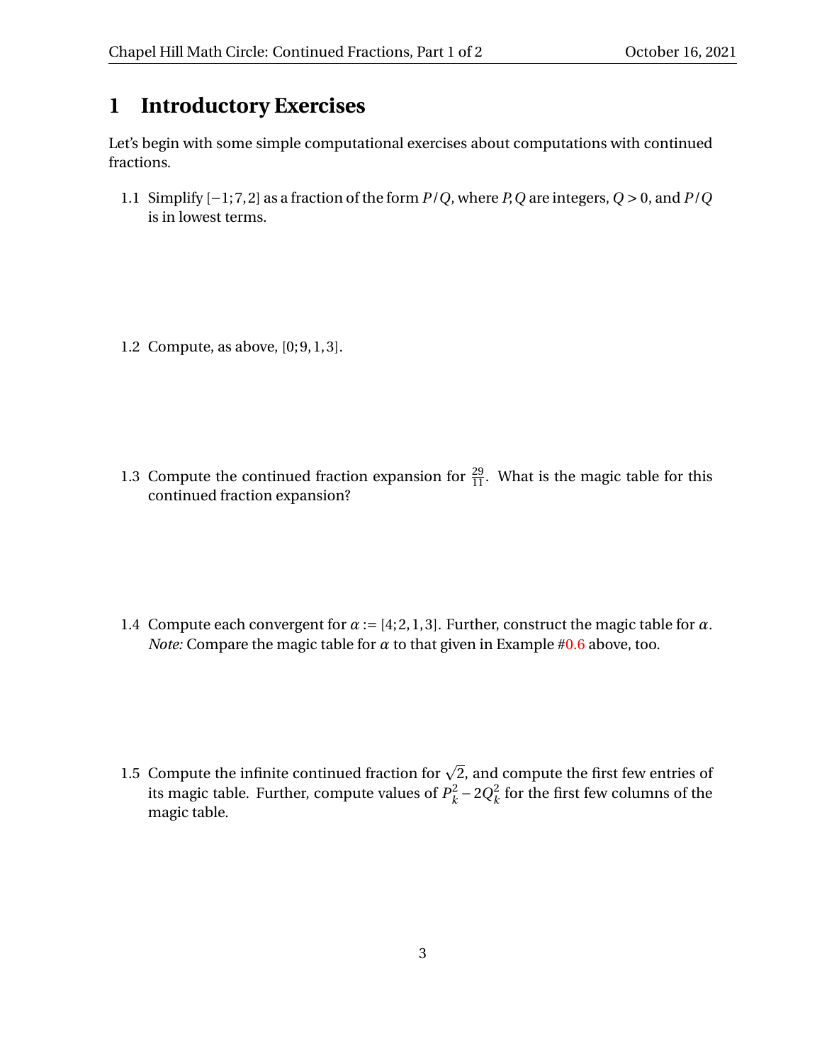# 1 Introductory Exercises

Let's begin with some simple computational exercises about computations with continued fractions.

1.1 Simplify $[-1;7,2]$ as a fraction of the form $P/Q$, where $P, Q$ are integers, $Q > 0$, and $P/Q$ is in lowest terms.

1.2 Compute, as above, $[0;9,1,3]$.

1.3 Compute the continued fraction expansion for $\frac{29}{11}$. What is the magic table for this continued fraction expansion?

1.4 Compute each convergent for $\alpha := [4;2,1,3]$. Further, construct the magic table for $\alpha$. *Note:* Compare the magic table for $\alpha$ to that given in Example #0.6 above, too.

1.5 Compute the infinite continued fraction for $\sqrt{2}$, and compute the first few entries of its magic table. Further, compute values of $P_k^2 - 2Q_k^2$ for the first few columns of the magic table.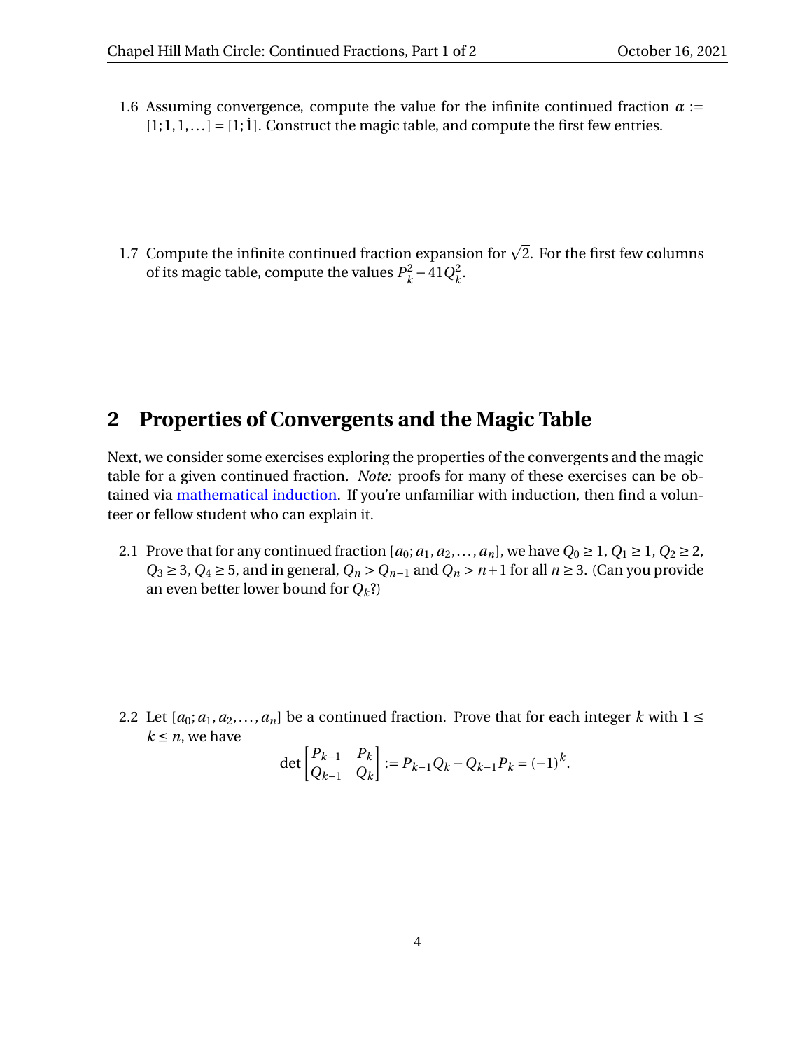1.6 Assuming convergence, compute the value for the infinite continued fraction $\alpha := [1; 1, 1, \dots] = [1; \dot{1}]$. Construct the magic table, and compute the first few entries.

1.7 Compute the infinite continued fraction expansion for $\sqrt{2}$. For the first few columns of its magic table, compute the values $P_k^2 - 41Q_k^2$.

## 2 Properties of Convergents and the Magic Table

Next, we consider some exercises exploring the properties of the convergents and the magic table for a given continued fraction. *Note:* proofs for many of these exercises can be obtained via mathematical induction. If you're unfamiliar with induction, then find a volunteer or fellow student who can explain it.

2.1 Prove that for any continued fraction $[a_0; a_1, a_2, \dots, a_n]$, we have $Q_0 \geq 1$, $Q_1 \geq 1$, $Q_2 \geq 2$, $Q_3 \geq 3$, $Q_4 \geq 5$, and in general, $Q_n > Q_{n-1}$ and $Q_n > n+1$ for all $n \geq 3$. (Can you provide an even better lower bound for $Q_k$?)

2.2 Let $[a_0; a_1, a_2, \dots, a_n]$ be a continued fraction. Prove that for each integer $k$ with $1 \leq k \leq n$, we have

$$\det \begin{bmatrix} P_{k-1} & P_k \\ Q_{k-1} & Q_k \end{bmatrix} := P_{k-1}Q_k - Q_{k-1}P_k = (-1)^k.$$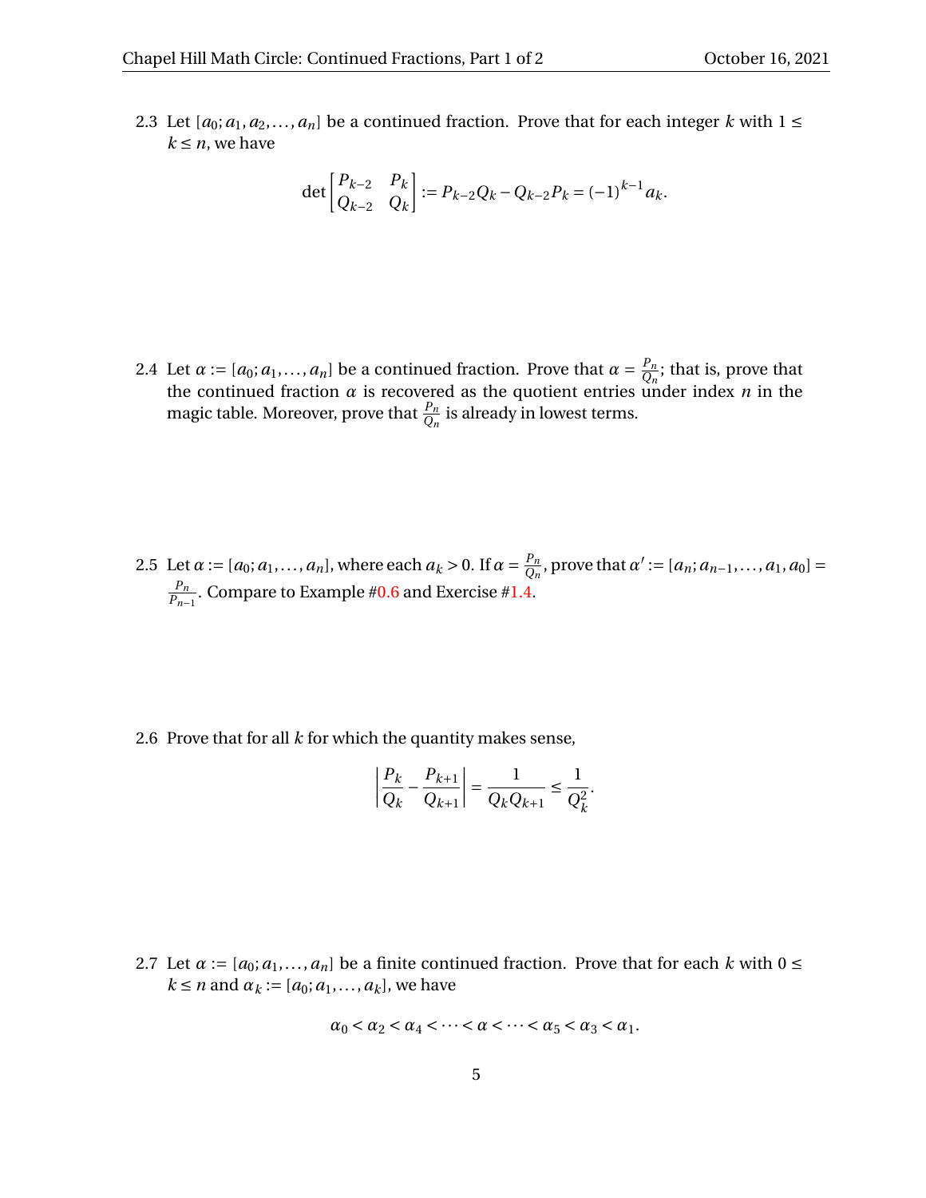2.3 Let $[a_0; a_1, a_2, \ldots, a_n]$ be a continued fraction. Prove that for each integer $k$ with $1 \leq k \leq n$, we have

$$\det \begin{bmatrix} P_{k-2} & P_k \\ Q_{k-2} & Q_k \end{bmatrix} := P_{k-2}Q_k - Q_{k-2}P_k = (-1)^{k-1} a_k.$$

2.4 Let $\alpha := [a_0; a_1, \ldots, a_n]$ be a continued fraction. Prove that $\alpha = \frac{P_n}{Q_n}$; that is, prove that the continued fraction $\alpha$ is recovered as the quotient entries under index $n$ in the magic table. Moreover, prove that $\frac{P_n}{Q_n}$ is already in lowest terms.

2.5 Let $\alpha := [a_0; a_1, \ldots, a_n]$, where each $a_k > 0$. If $\alpha = \frac{P_n}{Q_n}$, prove that $\alpha' := [a_n; a_{n-1}, \ldots, a_1, a_0] = \frac{P_n}{P_{n-1}}$. Compare to Example #0.6 and Exercise #1.4.

2.6 Prove that for all $k$ for which the quantity makes sense,

$$\left| \frac{P_k}{Q_k} - \frac{P_{k+1}}{Q_{k+1}} \right| = \frac{1}{Q_k Q_{k+1}} \leq \frac{1}{Q_k^2}.$$

2.7 Let $\alpha := [a_0; a_1, \ldots, a_n]$ be a finite continued fraction. Prove that for each $k$ with $0 \leq k \leq n$ and $\alpha_k := [a_0; a_1, \ldots, a_k]$, we have

$$\alpha_0 < \alpha_2 < \alpha_4 < \cdots < \alpha < \cdots < \alpha_5 < \alpha_3 < \alpha_1.$$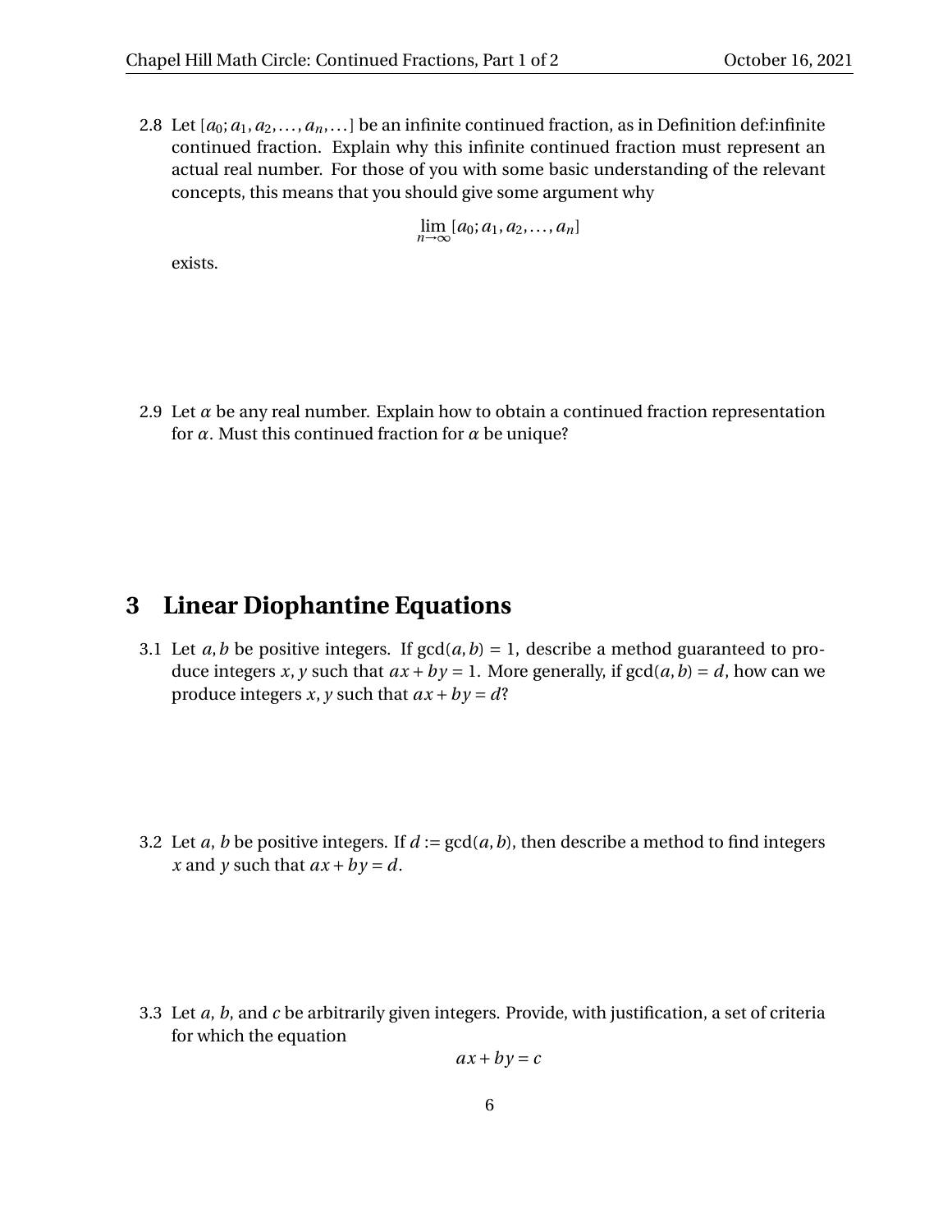2.8 Let $[a_0; a_1, a_2, \ldots, a_n, \ldots]$ be an infinite continued fraction, as in Definition def:infinite continued fraction. Explain why this infinite continued fraction must represent an actual real number. For those of you with some basic understanding of the relevant concepts, this means that you should give some argument why

$$\lim_{n \to \infty} [a_0; a_1, a_2, \ldots, a_n]$$

exists.

2.9 Let $\alpha$ be any real number. Explain how to obtain a continued fraction representation for $\alpha$. Must this continued fraction for $\alpha$ be unique?

## 3 Linear Diophantine Equations

3.1 Let $a, b$ be positive integers. If $\gcd(a, b) = 1$, describe a method guaranteed to produce integers $x, y$ such that $ax + by = 1$. More generally, if $\gcd(a, b) = d$, how can we produce integers $x, y$ such that $ax + by = d$?

3.2 Let $a$, $b$ be positive integers. If $d := \gcd(a, b)$, then describe a method to find integers $x$ and $y$ such that $ax + by = d$.

3.3 Let $a$, $b$, and $c$ be arbitrarily given integers. Provide, with justification, a set of criteria for which the equation

$$ax + by = c$$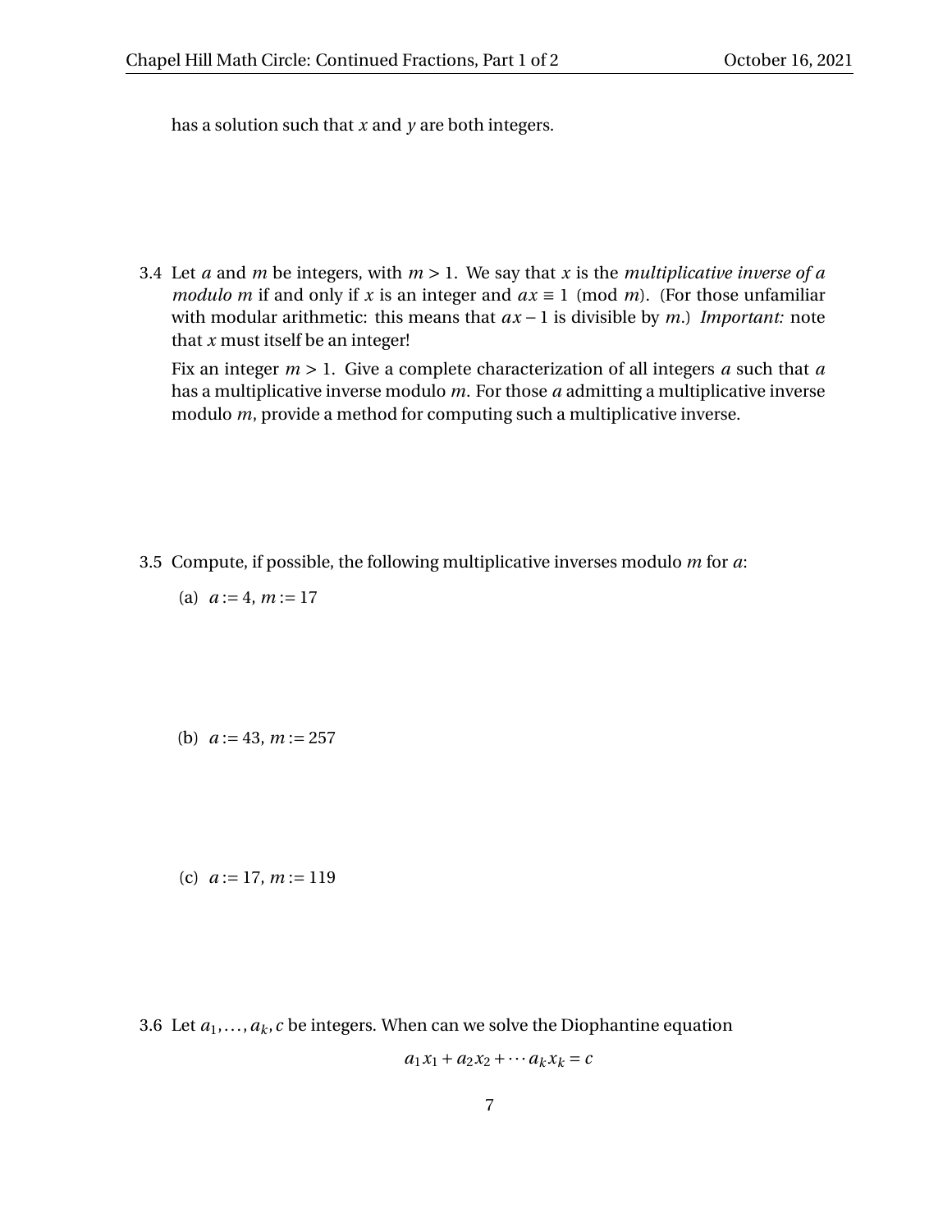has a solution such that $x$ and $y$ are both integers.

3.4 Let $a$ and $m$ be integers, with $m > 1$. We say that $x$ is the *multiplicative inverse of a modulo m* if and only if $x$ is an integer and $ax \equiv 1 \pmod{m}$. (For those unfamiliar with modular arithmetic: this means that $ax - 1$ is divisible by $m$.) *Important:* note that $x$ must itself be an integer!

Fix an integer $m > 1$. Give a complete characterization of all integers $a$ such that $a$ has a multiplicative inverse modulo $m$. For those $a$ admitting a multiplicative inverse modulo $m$, provide a method for computing such a multiplicative inverse.

3.5 Compute, if possible, the following multiplicative inverses modulo $m$ for $a$:

(a) $a := 4$, $m := 17$

(b) $a := 43$, $m := 257$

(c) $a := 17$, $m := 119$

3.6 Let $a_1, \ldots, a_k, c$ be integers. When can we solve the Diophantine equation

$$a_1 x_1 + a_2 x_2 + \cdots a_k x_k = c$$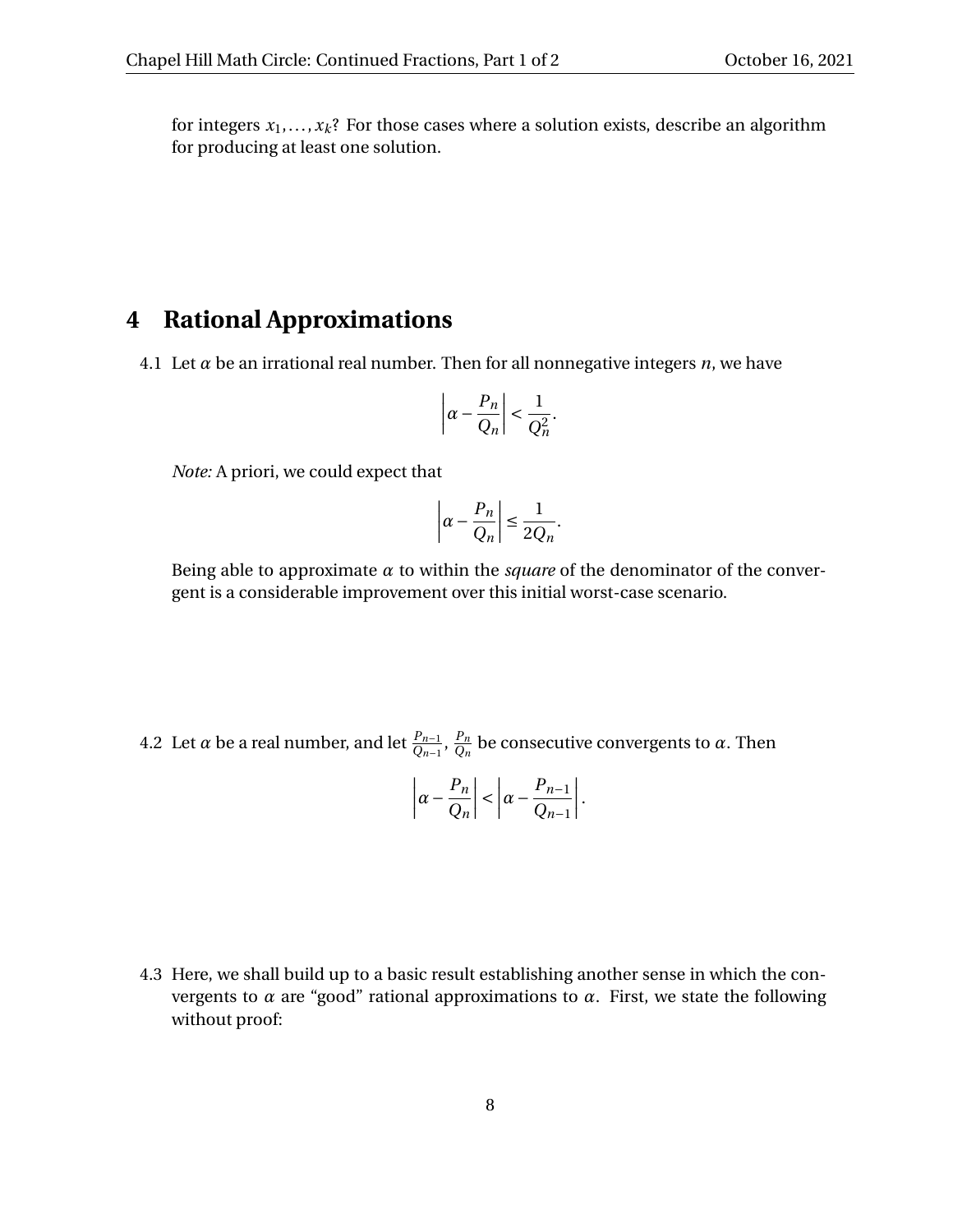for integers $x_1, \ldots, x_k$? For those cases where a solution exists, describe an algorithm for producing at least one solution.

## 4 Rational Approximations

4.1 Let $\alpha$ be an irrational real number. Then for all nonnegative integers $n$, we have

$$\left|\alpha - \frac{P_n}{Q_n}\right| < \frac{1}{Q_n^2}.$$

*Note:* A priori, we could expect that

$$\left|\alpha - \frac{P_n}{Q_n}\right| \leq \frac{1}{2Q_n}.$$

Being able to approximate $\alpha$ to within the *square* of the denominator of the convergent is a considerable improvement over this initial worst-case scenario.

4.2 Let $\alpha$ be a real number, and let $\frac{P_{n-1}}{Q_{n-1}}$, $\frac{P_n}{Q_n}$ be consecutive convergents to $\alpha$. Then

$$\left|\alpha - \frac{P_n}{Q_n}\right| < \left|\alpha - \frac{P_{n-1}}{Q_{n-1}}\right|.$$

4.3 Here, we shall build up to a basic result establishing another sense in which the convergents to $\alpha$ are "good" rational approximations to $\alpha$. First, we state the following without proof: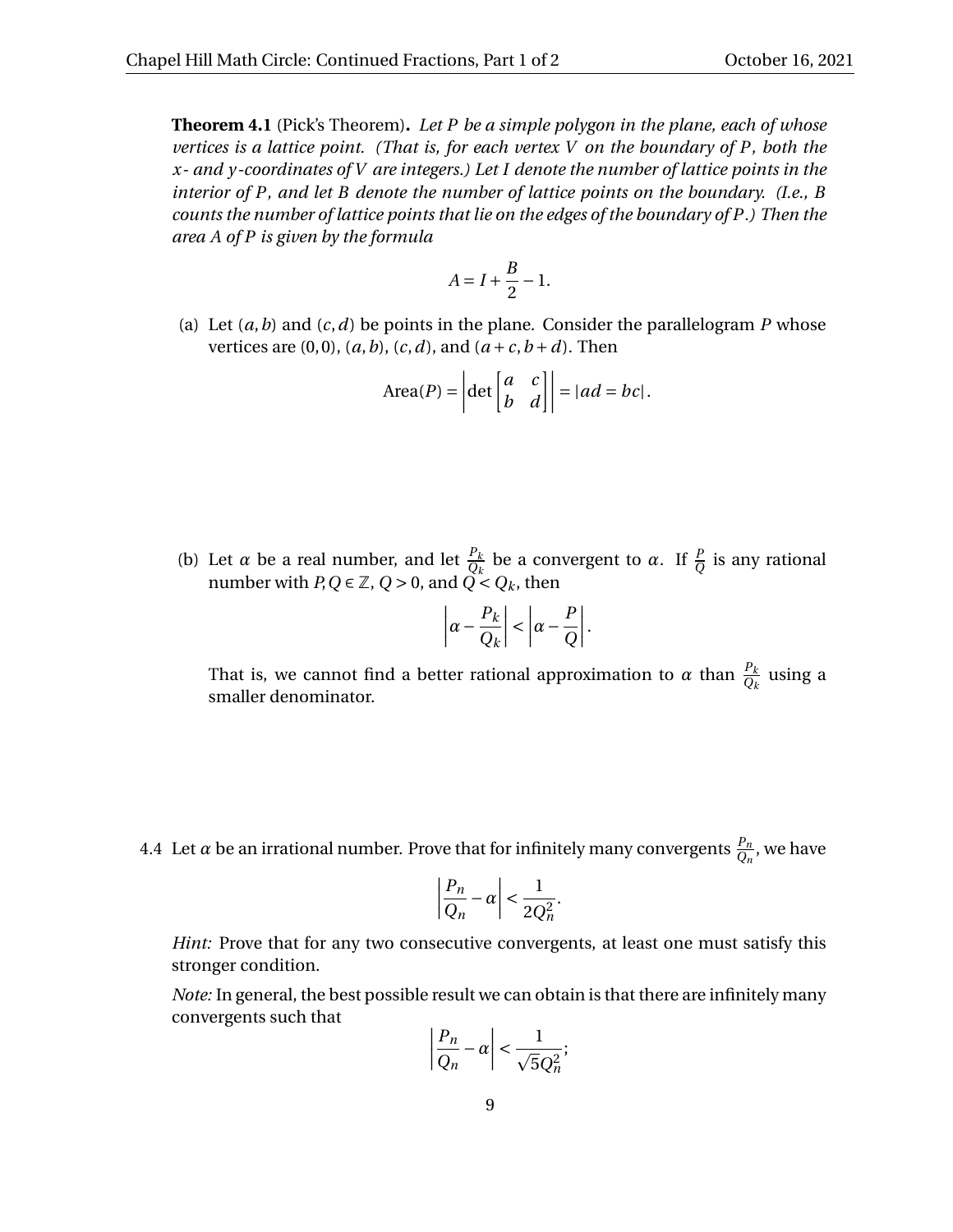**Theorem 4.1** (Pick's Theorem)**.** *Let $P$ be a simple polygon in the plane, each of whose vertices is a lattice point. (That is, for each vertex $V$ on the boundary of $P$, both the $x$- and $y$-coordinates of $V$ are integers.) Let $I$ denote the number of lattice points in the interior of $P$, and let $B$ denote the number of lattice points on the boundary. (I.e., $B$ counts the number of lattice points that lie on the edges of the boundary of $P$.) Then the area $A$ of $P$ is given by the formula*

$$A = I + \frac{B}{2} - 1.$$

(a) Let $(a, b)$ and $(c, d)$ be points in the plane. Consider the parallelogram $P$ whose vertices are $(0,0)$, $(a, b)$, $(c, d)$, and $(a+c, b+d)$. Then

$$\text{Area}(P) = \left| \det \begin{bmatrix} a & c \\ b & d \end{bmatrix} \right| = |ad = bc|.$$

(b) Let $\alpha$ be a real number, and let $\frac{P_k}{Q_k}$ be a convergent to $\alpha$. If $\frac{P}{Q}$ is any rational number with $P, Q \in \mathbb{Z}$, $Q > 0$, and $Q < Q_k$, then

$$\left| \alpha - \frac{P_k}{Q_k} \right| < \left| \alpha - \frac{P}{Q} \right|.$$

That is, we cannot find a better rational approximation to $\alpha$ than $\frac{P_k}{Q_k}$ using a smaller denominator.

4.4 Let $\alpha$ be an irrational number. Prove that for infinitely many convergents $\frac{P_n}{Q_n}$, we have

$$\left| \frac{P_n}{Q_n} - \alpha \right| < \frac{1}{2Q_n^2}.$$

*Hint:* Prove that for any two consecutive convergents, at least one must satisfy this stronger condition.

*Note:* In general, the best possible result we can obtain is that there are infinitely many convergents such that

$$\left| \frac{P_n}{Q_n} - \alpha \right| < \frac{1}{\sqrt{5} Q_n^2};$$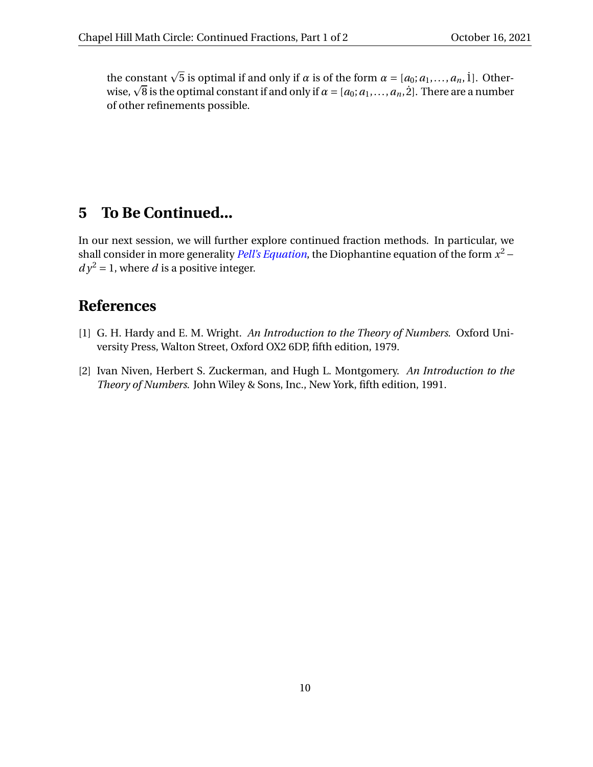the constant $\sqrt{5}$ is optimal if and only if $\alpha$ is of the form $\alpha = [a_0; a_1, \ldots, a_n, \dot{1}]$. Otherwise, $\sqrt{8}$ is the optimal constant if and only if $\alpha = [a_0; a_1, \ldots, a_n, \dot{2}]$. There are a number of other refinements possible.

## 5 To Be Continued...

In our next session, we will further explore continued fraction methods. In particular, we shall consider in more generality *Pell's Equation*, the Diophantine equation of the form $x^2 - dy^2 = 1$, where $d$ is a positive integer.

## References

[1] G. H. Hardy and E. M. Wright. *An Introduction to the Theory of Numbers.* Oxford University Press, Walton Street, Oxford OX2 6DP, fifth edition, 1979.

[2] Ivan Niven, Herbert S. Zuckerman, and Hugh L. Montgomery. *An Introduction to the Theory of Numbers.* John Wiley & Sons, Inc., New York, fifth edition, 1991.